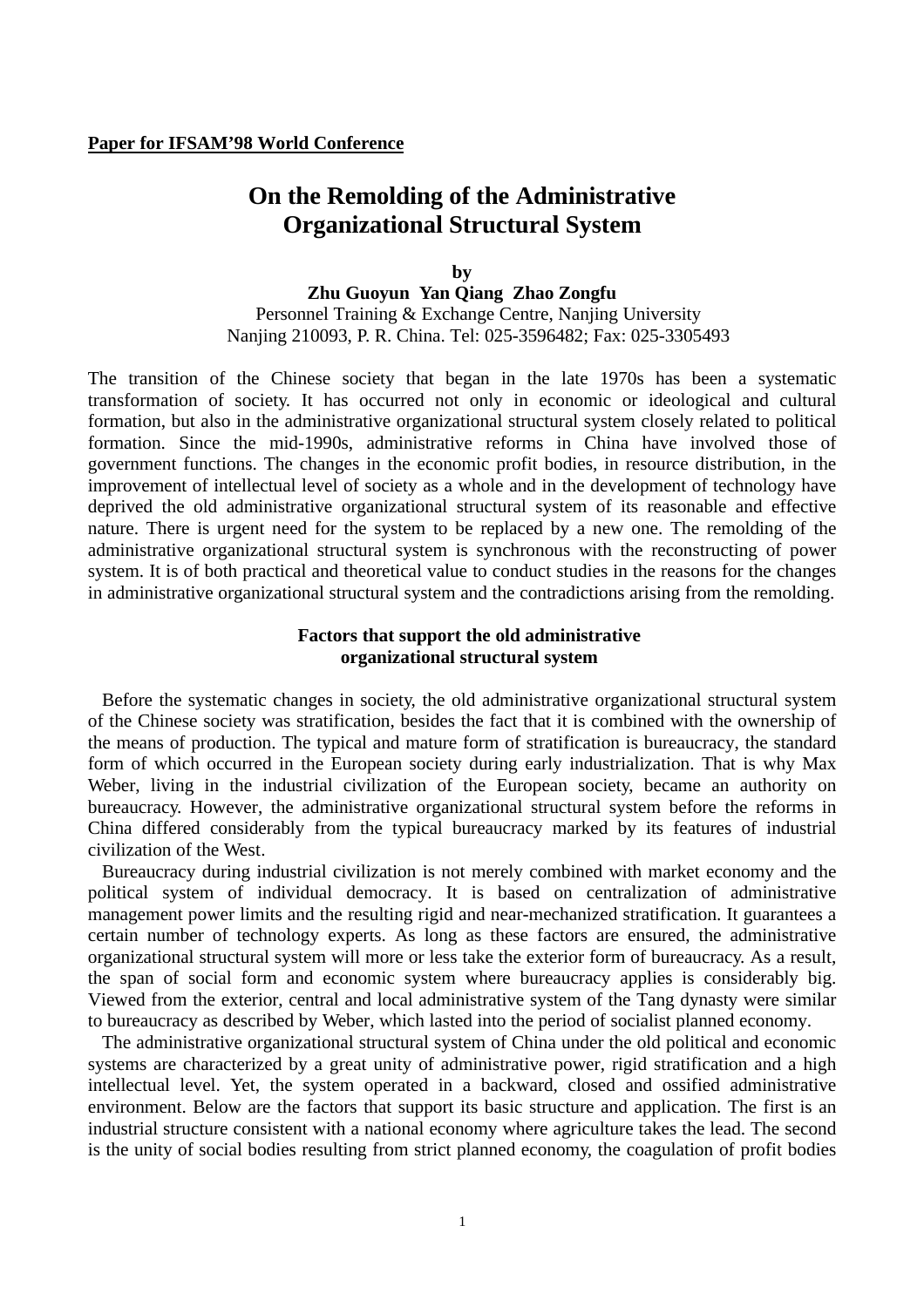**Paper for IFSAM'98 World Conference**

# On the Remolding of the Administrative Organizational Structural System

**by**

**Zhu Guoyun Yan Qiang Zhao Zongfu**

Personnel Training & Exchange Centre, Nanjing University

Nanjing 210093, P. R. China. Tel: 025-3596482; Fax: 025-3305493

The transition of the Chinese society that began in the late 1970s has been a systematic transformation of society. It has occurred not only in economic or ideological and cultural formation, but also in the administrative organizational structural system closely related to political formation. Since the mid-1990s, administrative reforms in China have involved those of government functions. The changes in the economic profit bodies, in resource distribution, in the improvement of intellectual level of society as a whole and in the development of technology have deprived the old administrative organizational structural system of its reasonable and effective nature. There is urgent need for the system to be replaced by a new one. The remolding of the administrative organizational structural system is synchronous with the reconstructing of power system. It is of both practical and theoretical value to conduct studies in the reasons for the changes in administrative organizational structural system and the contradictions arising from the remolding.

## Factors that support the old administrative organizational structural system

Before the systematic changes in society, the old administrative organizational structural system of the Chinese society was stratification, besides the fact that it is combined with the ownership of the means of production. The typical and mature form of stratification is bureaucracy, the standard form of which occurred in the European society during early industrialization. That is why Max Weber, living in the industrial civilization of the European society, became an authority on bureaucracy. However, the administrative organizational structural system before the reforms in China differed considerably from the typical bureaucracy marked by its features of industrial civilization of the West.

Bureaucracy during industrial civilization is not merely combined with market economy and the political system of individual democracy. It is based on centralization of administrative management power limits and the resulting rigid and near-mechanized stratification. It guarantees a certain number of technology experts. As long as these factors are ensured, the administrative organizational structural system will more or less take the exterior form of bureaucracy. As a result, the span of social form and economic system where bureaucracy applies is considerably big. Viewed from the exterior, central and local administrative system of the Tang dynasty were similar to bureaucracy as described by Weber, which lasted into the period of socialist planned economy.

The administrative organizational structural system of China under the old political and economic systems are characterized by a great unity of administrative power, rigid stratification and a high intellectual level. Yet, the system operated in a backward, closed and ossified administrative environment. Below are the factors that support its basic structure and application. The first is an industrial structure consistent with a national economy where agriculture takes the lead. The second is the unity of social bodies resulting from strict planned economy, the coagulation of profit bodies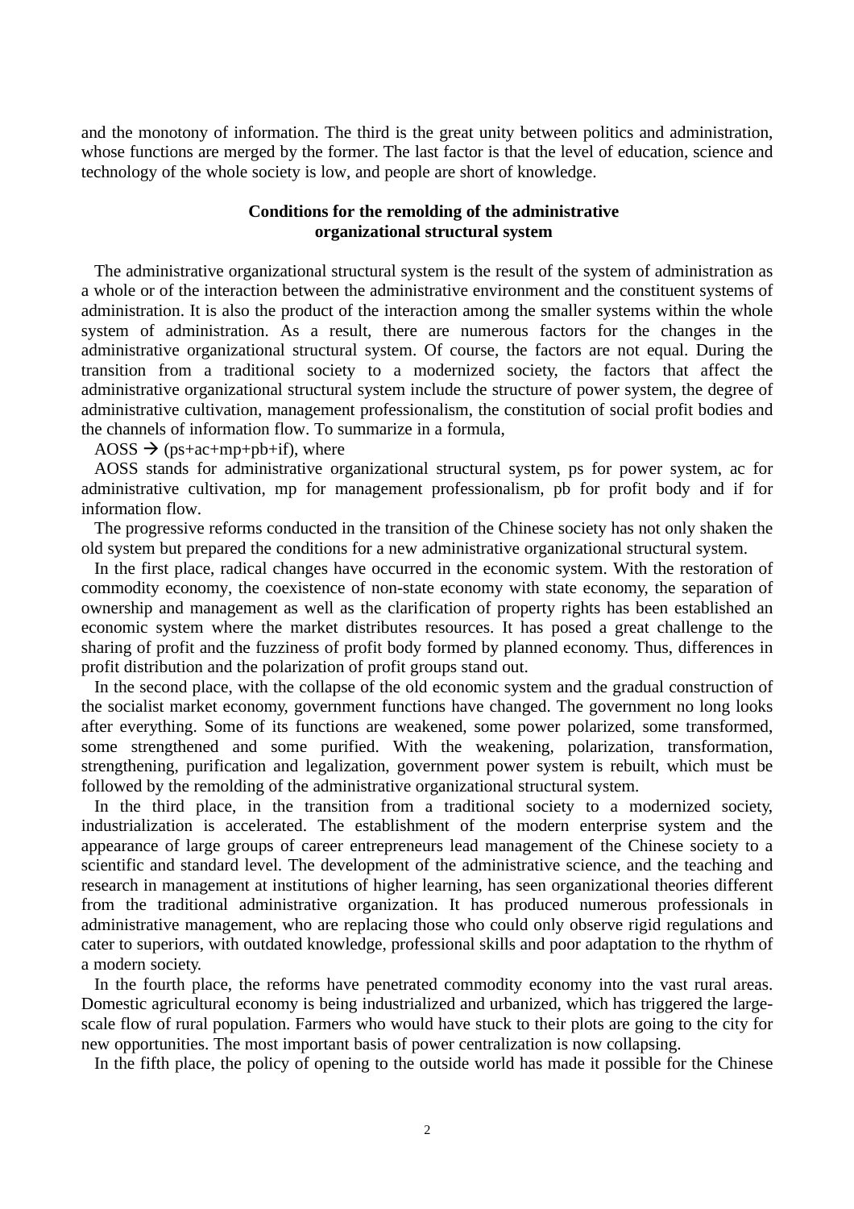and the monotony of information. The third is the great unity between politics and administration, whose functions are merged by the former. The last factor is that the level of education, science and technology of the whole society is low, and people are short of knowledge.

## Conditions for the remolding of the administrative organizational structural system

The administrative organizational structural system is the result of the system of administration as a whole or of the interaction between the administrative environment and the constituent systems of administration. It is also the product of the interaction among the smaller systems within the whole system of administration. As a result, there are numerous factors for the changes in the administrative organizational structural system. Of course, the factors are not equal. During the transition from a traditional society to a modernized society, the factors that affect the administrative organizational structural system include the structure of power system, the degree of administrative cultivation, management professionalism, the constitution of social profit bodies and the channels of information flow. To summarize in a formula,

AOSS $\rightarrow$ (ps+ac+mp+pb+if), where

AOSS stands for administrative organizational structural system, ps for power system, ac for administrative cultivation, mp for management professionalism, pb for profit body and if for information flow.

The progressive reforms conducted in the transition of the Chinese society has not only shaken the old system but prepared the conditions for a new administrative organizational structural system.

In the first place, radical changes have occurred in the economic system. With the restoration of commodity economy, the coexistence of non-state economy with state economy, the separation of ownership and management as well as the clarification of property rights has been established an economic system where the market distributes resources. It has posed a great challenge to the sharing of profit and the fuzziness of profit body formed by planned economy. Thus, differences in profit distribution and the polarization of profit groups stand out.

In the second place, with the collapse of the old economic system and the gradual construction of the socialist market economy, government functions have changed. The government no long looks after everything. Some of its functions are weakened, some power polarized, some transformed, some strengthened and some purified. With the weakening, polarization, transformation, strengthening, purification and legalization, government power system is rebuilt, which must be followed by the remolding of the administrative organizational structural system.

In the third place, in the transition from a traditional society to a modernized society, industrialization is accelerated. The establishment of the modern enterprise system and the appearance of large groups of career entrepreneurs lead management of the Chinese society to a scientific and standard level. The development of the administrative science, and the teaching and research in management at institutions of higher learning, has seen organizational theories different from the traditional administrative organization. It has produced numerous professionals in administrative management, who are replacing those who could only observe rigid regulations and cater to superiors, with outdated knowledge, professional skills and poor adaptation to the rhythm of a modern society.

In the fourth place, the reforms have penetrated commodity economy into the vast rural areas. Domestic agricultural economy is being industrialized and urbanized, which has triggered the large-scale flow of rural population. Farmers who would have stuck to their plots are going to the city for new opportunities. The most important basis of power centralization is now collapsing.

In the fifth place, the policy of opening to the outside world has made it possible for the Chinese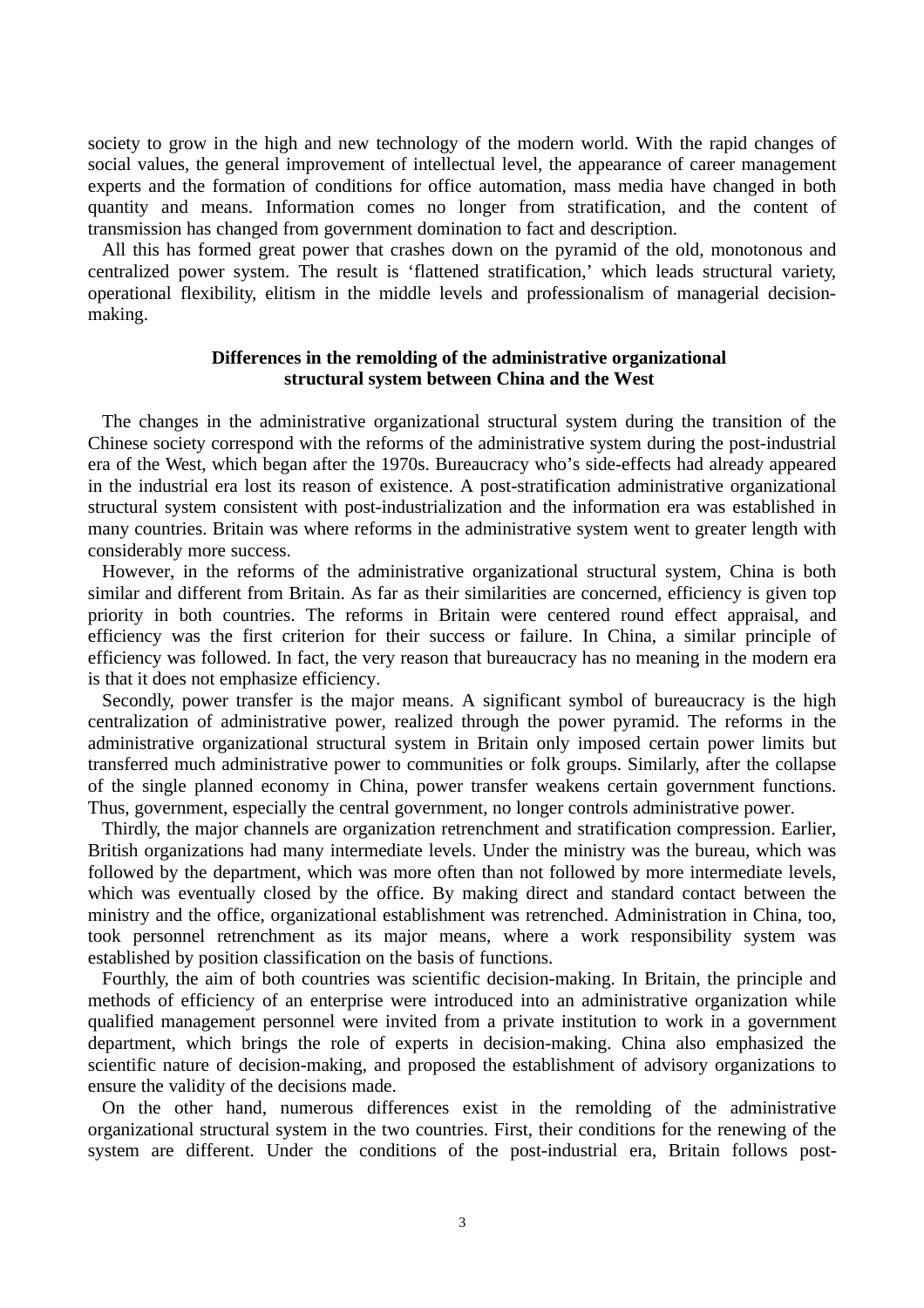society to grow in the high and new technology of the modern world. With the rapid changes of social values, the general improvement of intellectual level, the appearance of career management experts and the formation of conditions for office automation, mass media have changed in both quantity and means. Information comes no longer from stratification, and the content of transmission has changed from government domination to fact and description.

All this has formed great power that crashes down on the pyramid of the old, monotonous and centralized power system. The result is ‘flattened stratification,’ which leads structural variety, operational flexibility, elitism in the middle levels and professionalism of managerial decision-making.

### Differences in the remolding of the administrative organizational structural system between China and the West

The changes in the administrative organizational structural system during the transition of the Chinese society correspond with the reforms of the administrative system during the post-industrial era of the West, which began after the 1970s. Bureaucracy who’s side-effects had already appeared in the industrial era lost its reason of existence. A post-stratification administrative organizational structural system consistent with post-industrialization and the information era was established in many countries. Britain was where reforms in the administrative system went to greater length with considerably more success.

However, in the reforms of the administrative organizational structural system, China is both similar and different from Britain. As far as their similarities are concerned, efficiency is given top priority in both countries. The reforms in Britain were centered round effect appraisal, and efficiency was the first criterion for their success or failure. In China, a similar principle of efficiency was followed. In fact, the very reason that bureaucracy has no meaning in the modern era is that it does not emphasize efficiency.

Secondly, power transfer is the major means. A significant symbol of bureaucracy is the high centralization of administrative power, realized through the power pyramid. The reforms in the administrative organizational structural system in Britain only imposed certain power limits but transferred much administrative power to communities or folk groups. Similarly, after the collapse of the single planned economy in China, power transfer weakens certain government functions. Thus, government, especially the central government, no longer controls administrative power.

Thirdly, the major channels are organization retrenchment and stratification compression. Earlier, British organizations had many intermediate levels. Under the ministry was the bureau, which was followed by the department, which was more often than not followed by more intermediate levels, which was eventually closed by the office. By making direct and standard contact between the ministry and the office, organizational establishment was retrenched. Administration in China, too, took personnel retrenchment as its major means, where a work responsibility system was established by position classification on the basis of functions.

Fourthly, the aim of both countries was scientific decision-making. In Britain, the principle and methods of efficiency of an enterprise were introduced into an administrative organization while qualified management personnel were invited from a private institution to work in a government department, which brings the role of experts in decision-making. China also emphasized the scientific nature of decision-making, and proposed the establishment of advisory organizations to ensure the validity of the decisions made.

On the other hand, numerous differences exist in the remolding of the administrative organizational structural system in the two countries. First, their conditions for the renewing of the system are different. Under the conditions of the post-industrial era, Britain follows post-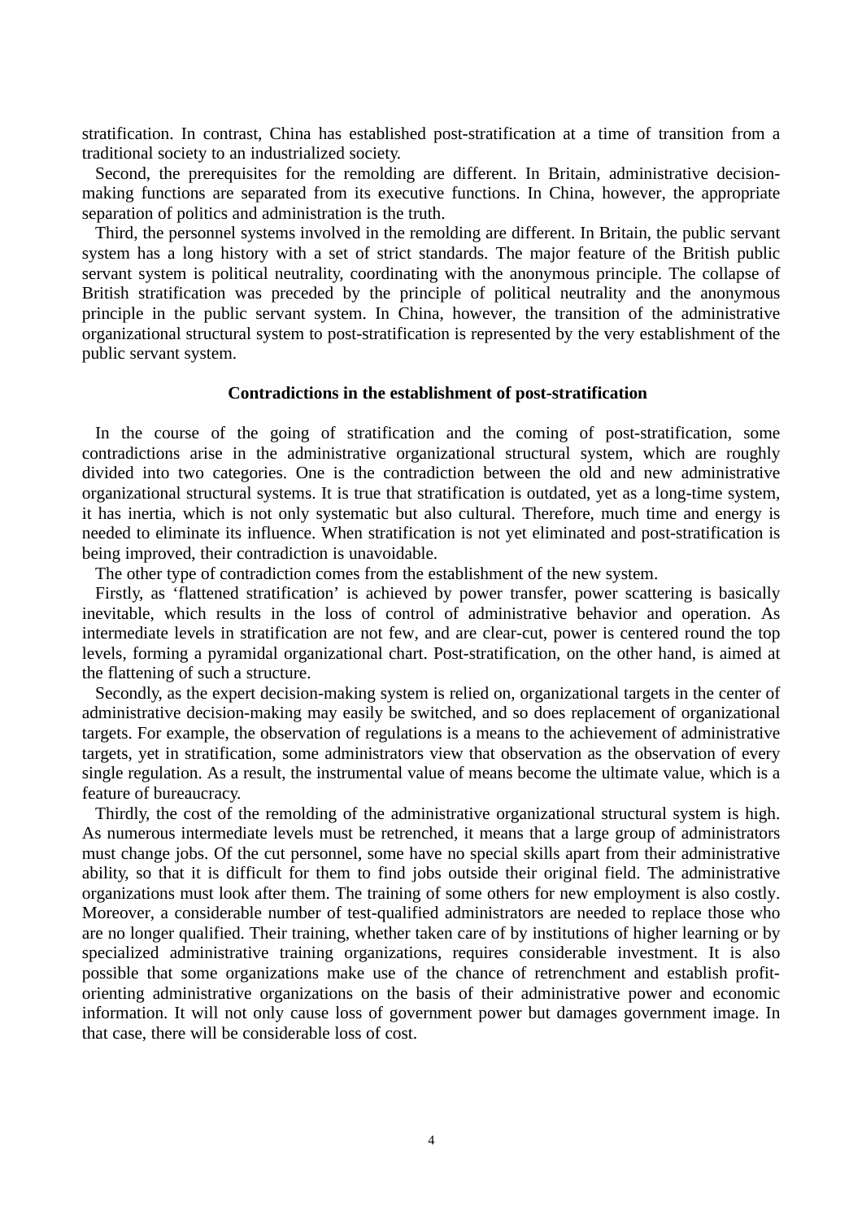stratification. In contrast, China has established post-stratification at a time of transition from a traditional society to an industrialized society.

Second, the prerequisites for the remolding are different. In Britain, administrative decision-making functions are separated from its executive functions. In China, however, the appropriate separation of politics and administration is the truth.

Third, the personnel systems involved in the remolding are different. In Britain, the public servant system has a long history with a set of strict standards. The major feature of the British public servant system is political neutrality, coordinating with the anonymous principle. The collapse of British stratification was preceded by the principle of political neutrality and the anonymous principle in the public servant system. In China, however, the transition of the administrative organizational structural system to post-stratification is represented by the very establishment of the public servant system.

**Contradictions in the establishment of post-stratification**

In the course of the going of stratification and the coming of post-stratification, some contradictions arise in the administrative organizational structural system, which are roughly divided into two categories. One is the contradiction between the old and new administrative organizational structural systems. It is true that stratification is outdated, yet as a long-time system, it has inertia, which is not only systematic but also cultural. Therefore, much time and energy is needed to eliminate its influence. When stratification is not yet eliminated and post-stratification is being improved, their contradiction is unavoidable.

The other type of contradiction comes from the establishment of the new system.

Firstly, as 'flattened stratification' is achieved by power transfer, power scattering is basically inevitable, which results in the loss of control of administrative behavior and operation. As intermediate levels in stratification are not few, and are clear-cut, power is centered round the top levels, forming a pyramidal organizational chart. Post-stratification, on the other hand, is aimed at the flattening of such a structure.

Secondly, as the expert decision-making system is relied on, organizational targets in the center of administrative decision-making may easily be switched, and so does replacement of organizational targets. For example, the observation of regulations is a means to the achievement of administrative targets, yet in stratification, some administrators view that observation as the observation of every single regulation. As a result, the instrumental value of means become the ultimate value, which is a feature of bureaucracy.

Thirdly, the cost of the remolding of the administrative organizational structural system is high. As numerous intermediate levels must be retrenched, it means that a large group of administrators must change jobs. Of the cut personnel, some have no special skills apart from their administrative ability, so that it is difficult for them to find jobs outside their original field. The administrative organizations must look after them. The training of some others for new employment is also costly. Moreover, a considerable number of test-qualified administrators are needed to replace those who are no longer qualified. Their training, whether taken care of by institutions of higher learning or by specialized administrative training organizations, requires considerable investment. It is also possible that some organizations make use of the chance of retrenchment and establish profit-orienting administrative organizations on the basis of their administrative power and economic information. It will not only cause loss of government power but damages government image. In that case, there will be considerable loss of cost.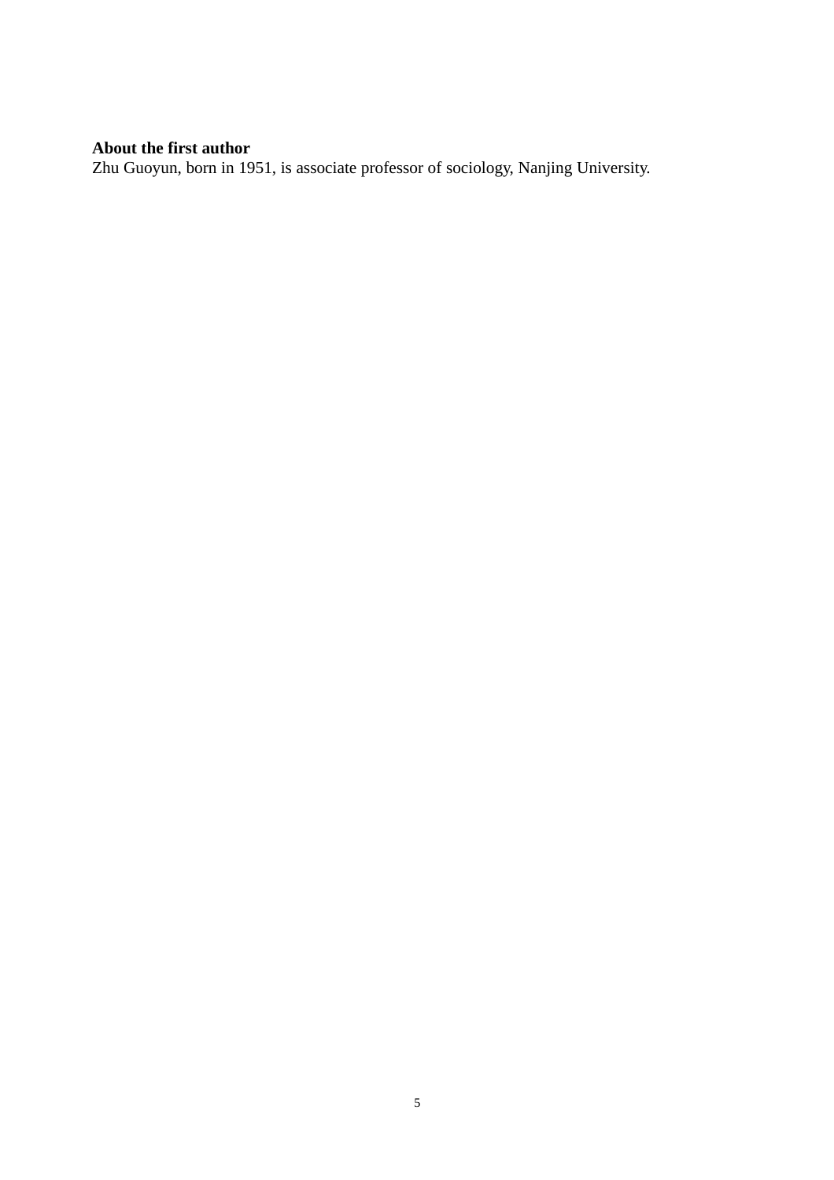**About the first author**

Zhu Guoyun, born in 1951, is associate professor of sociology, Nanjing University.